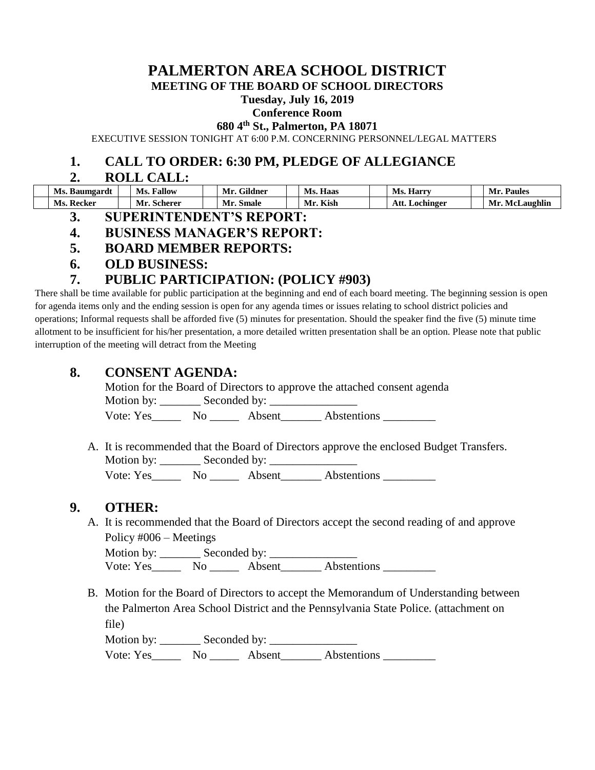# PALMERTON AREA SCHOOL DISTRICT

**MEETING OF THE BOARD OF SCHOOL DIRECTORS**

**Tuesday, July 16, 2019**

**Conference Room**

**680 4th St., Palmerton, PA 18071**

EXECUTIVE SESSION TONIGHT AT 6:00 P.M. CONCERNING PERSONNEL/LEGAL MATTERS

## 1. CALL TO ORDER: 6:30 PM, PLEDGE OF ALLEGIANCE

## 2. ROLL CALL:

| | Ms. Baumgardt | | Ms. Fallow | | Mr. Gildner | | Ms. Haas | | Ms. Harry | | Mr. Paules |
|---|---|---|---|---|---|---|---|---|---|---|---|
| | Ms. Recker | | Mr. Scherer | | Mr. Smale | | Mr. Kish | | Att. Lochinger | | Mr. McLaughlin |

## 3. SUPERINTENDENT'S REPORT:

## 4. BUSINESS MANAGER'S REPORT:

## 5. BOARD MEMBER REPORTS:

## 6. OLD BUSINESS:

## 7. PUBLIC PARTICIPATION: (POLICY #903)

There shall be time available for public participation at the beginning and end of each board meeting. The beginning session is open for agenda items only and the ending session is open for any agenda times or issues relating to school district policies and operations; Informal requests shall be afforded five (5) minutes for presentation. Should the speaker find the five (5) minute time allotment to be insufficient for his/her presentation, a more detailed written presentation shall be an option. Please note that public interruption of the meeting will detract from the Meeting

## 8. CONSENT AGENDA:

Motion for the Board of Directors to approve the attached consent agenda

Motion by: _______ Seconded by: _______________

Vote: Yes_____ No _____ Absent_______ Abstentions _________

A. It is recommended that the Board of Directors approve the enclosed Budget Transfers.

Motion by: _______ Seconded by: _______________

Vote: Yes_____ No _____ Absent_______ Abstentions _________

## 9. OTHER:

A. It is recommended that the Board of Directors accept the second reading of and approve Policy #006 – Meetings

Motion by: _______ Seconded by: _______________

Vote: Yes_____ No _____ Absent_______ Abstentions _________

B. Motion for the Board of Directors to accept the Memorandum of Understanding between the Palmerton Area School District and the Pennsylvania State Police. (attachment on file)

Motion by: _______ Seconded by: _______________

Vote: Yes_____ No _____ Absent_______ Abstentions _________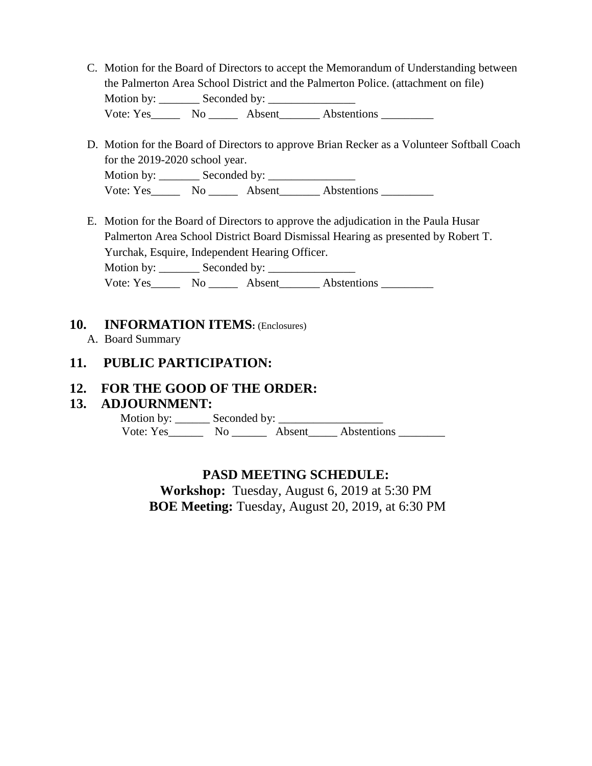C. Motion for the Board of Directors to accept the Memorandum of Understanding between the Palmerton Area School District and the Palmerton Police. (attachment on file)
   Motion by: _______ Seconded by: _______________
   Vote: Yes_____ No _____ Absent_______ Abstentions _________

D. Motion for the Board of Directors to approve Brian Recker as a Volunteer Softball Coach for the 2019-2020 school year.
   Motion by: _______ Seconded by: _______________
   Vote: Yes_____ No _____ Absent_______ Abstentions _________

E. Motion for the Board of Directors to approve the adjudication in the Paula Husar Palmerton Area School District Board Dismissal Hearing as presented by Robert T. Yurchak, Esquire, Independent Hearing Officer.
   Motion by: _______ Seconded by: _______________
   Vote: Yes_____ No _____ Absent_______ Abstentions _________

## 10. INFORMATION ITEMS: (Enclosures)

A. Board Summary

## 11. PUBLIC PARTICIPATION:

## 12. FOR THE GOOD OF THE ORDER:

## 13. ADJOURNMENT:

Motion by: ______ Seconded by: __________________
Vote: Yes______ No ______ Absent_____ Abstentions ________

**PASD MEETING SCHEDULE:**

**Workshop:** Tuesday, August 6, 2019 at 5:30 PM

**BOE Meeting:** Tuesday, August 20, 2019, at 6:30 PM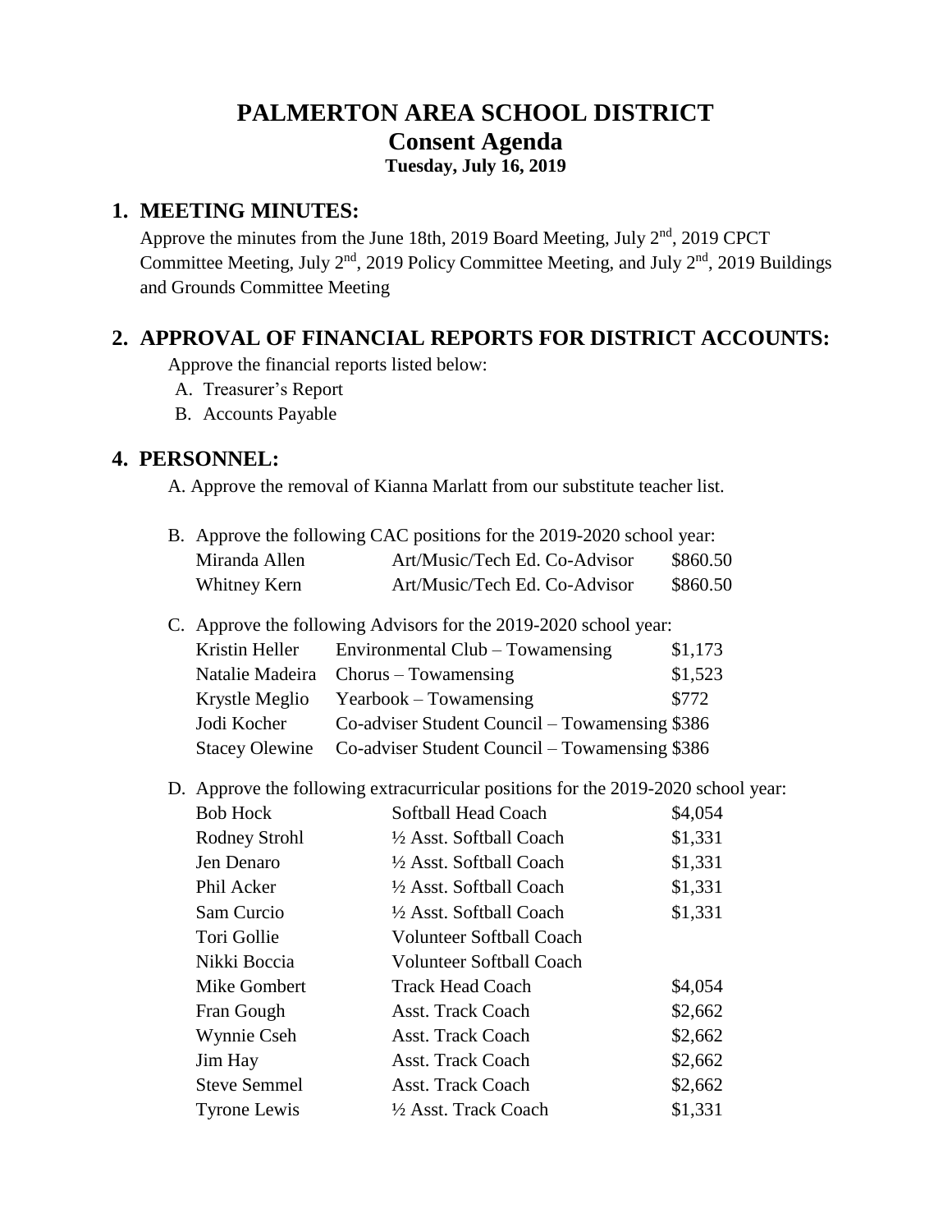# PALMERTON AREA SCHOOL DISTRICT
## Consent Agenda
### Tuesday, July 16, 2019

## 1. MEETING MINUTES:

Approve the minutes from the June 18th, 2019 Board Meeting, July 2nd, 2019 CPCT Committee Meeting, July 2nd, 2019 Policy Committee Meeting, and July 2nd, 2019 Buildings and Grounds Committee Meeting

## 2. APPROVAL OF FINANCIAL REPORTS FOR DISTRICT ACCOUNTS:

Approve the financial reports listed below:

A. Treasurer's Report
B. Accounts Payable

## 4. PERSONNEL:

A. Approve the removal of Kianna Marlatt from our substitute teacher list.

B. Approve the following CAC positions for the 2019-2020 school year:

| | | |
|---|---|---|
| Miranda Allen | Art/Music/Tech Ed. Co-Advisor | $860.50 |
| Whitney Kern | Art/Music/Tech Ed. Co-Advisor | $860.50 |

C. Approve the following Advisors for the 2019-2020 school year:

| | | |
|---|---|---|
| Kristin Heller | Environmental Club – Towamensing | $1,173 |
| Natalie Madeira | Chorus – Towamensing | $1,523 |
| Krystle Meglio | Yearbook – Towamensing | $772 |
| Jodi Kocher | Co-adviser Student Council – Towamensing | $386 |
| Stacey Olewine | Co-adviser Student Council – Towamensing | $386 |

D. Approve the following extracurricular positions for the 2019-2020 school year:

| | | |
|---|---|---|
| Bob Hock | Softball Head Coach | $4,054 |
| Rodney Strohl | ½ Asst. Softball Coach | $1,331 |
| Jen Denaro | ½ Asst. Softball Coach | $1,331 |
| Phil Acker | ½ Asst. Softball Coach | $1,331 |
| Sam Curcio | ½ Asst. Softball Coach | $1,331 |
| Tori Gollie | Volunteer Softball Coach | |
| Nikki Boccia | Volunteer Softball Coach | |
| Mike Gombert | Track Head Coach | $4,054 |
| Fran Gough | Asst. Track Coach | $2,662 |
| Wynnie Cseh | Asst. Track Coach | $2,662 |
| Jim Hay | Asst. Track Coach | $2,662 |
| Steve Semmel | Asst. Track Coach | $2,662 |
| Tyrone Lewis | ½ Asst. Track Coach | $1,331 |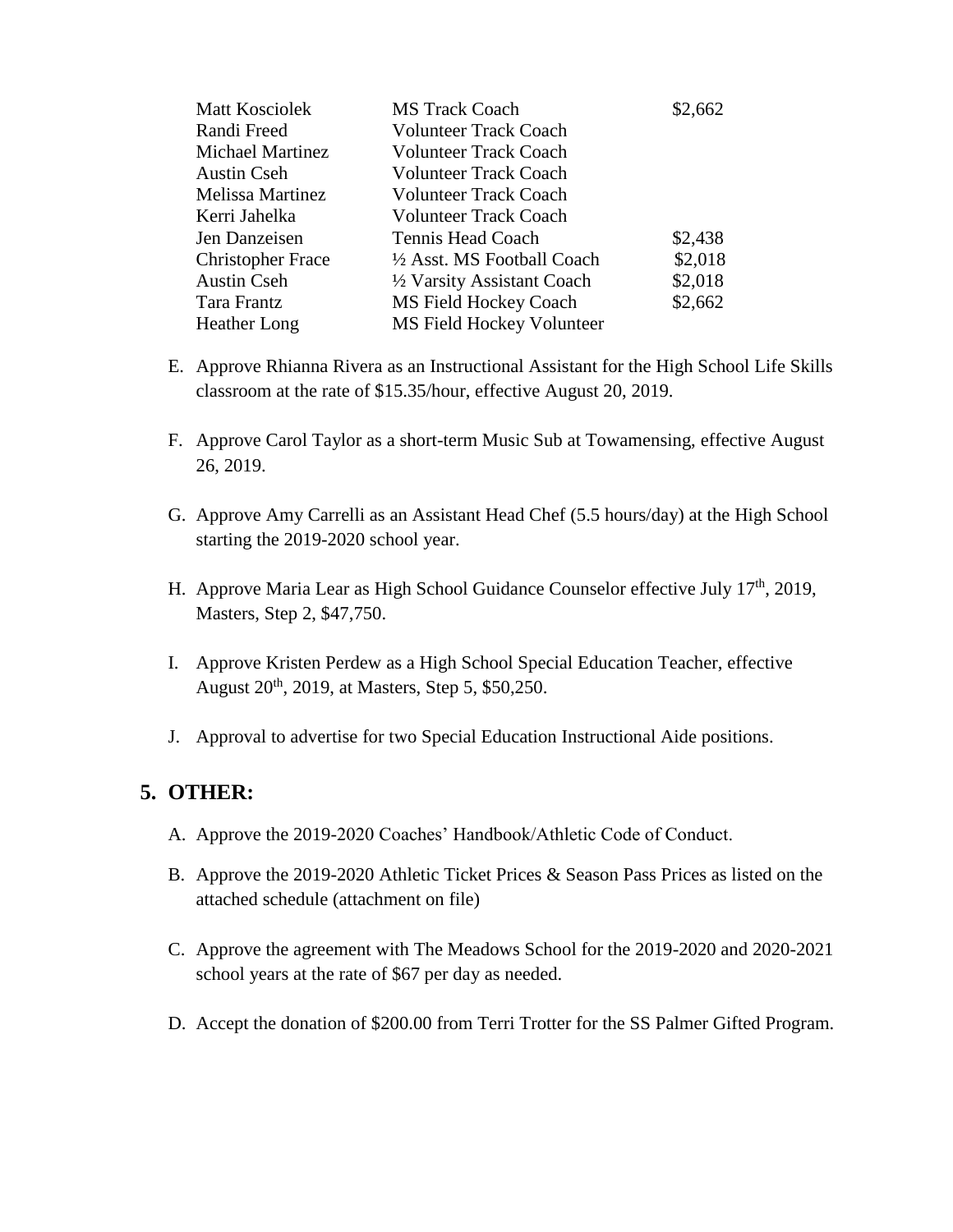| | | |
|---|---|---|
| Matt Kosciolek | MS Track Coach | $2,662 |
| Randi Freed | Volunteer Track Coach | |
| Michael Martinez | Volunteer Track Coach | |
| Austin Cseh | Volunteer Track Coach | |
| Melissa Martinez | Volunteer Track Coach | |
| Kerri Jahelka | Volunteer Track Coach | |
| Jen Danzeisen | Tennis Head Coach | $2,438 |
| Christopher Frace | ½ Asst. MS Football Coach | $2,018 |
| Austin Cseh | ½ Varsity Assistant Coach | $2,018 |
| Tara Frantz | MS Field Hockey Coach | $2,662 |
| Heather Long | MS Field Hockey Volunteer | |

E. Approve Rhianna Rivera as an Instructional Assistant for the High School Life Skills classroom at the rate of $15.35/hour, effective August 20, 2019.

F. Approve Carol Taylor as a short-term Music Sub at Towamensing, effective August 26, 2019.

G. Approve Amy Carrelli as an Assistant Head Chef (5.5 hours/day) at the High School starting the 2019-2020 school year.

H. Approve Maria Lear as High School Guidance Counselor effective July 17th, 2019, Masters, Step 2, $47,750.

I. Approve Kristen Perdew as a High School Special Education Teacher, effective August 20th, 2019, at Masters, Step 5, $50,250.

J. Approval to advertise for two Special Education Instructional Aide positions.

## 5. OTHER:

A. Approve the 2019-2020 Coaches' Handbook/Athletic Code of Conduct.

B. Approve the 2019-2020 Athletic Ticket Prices & Season Pass Prices as listed on the attached schedule (attachment on file)

C. Approve the agreement with The Meadows School for the 2019-2020 and 2020-2021 school years at the rate of $67 per day as needed.

D. Accept the donation of $200.00 from Terri Trotter for the SS Palmer Gifted Program.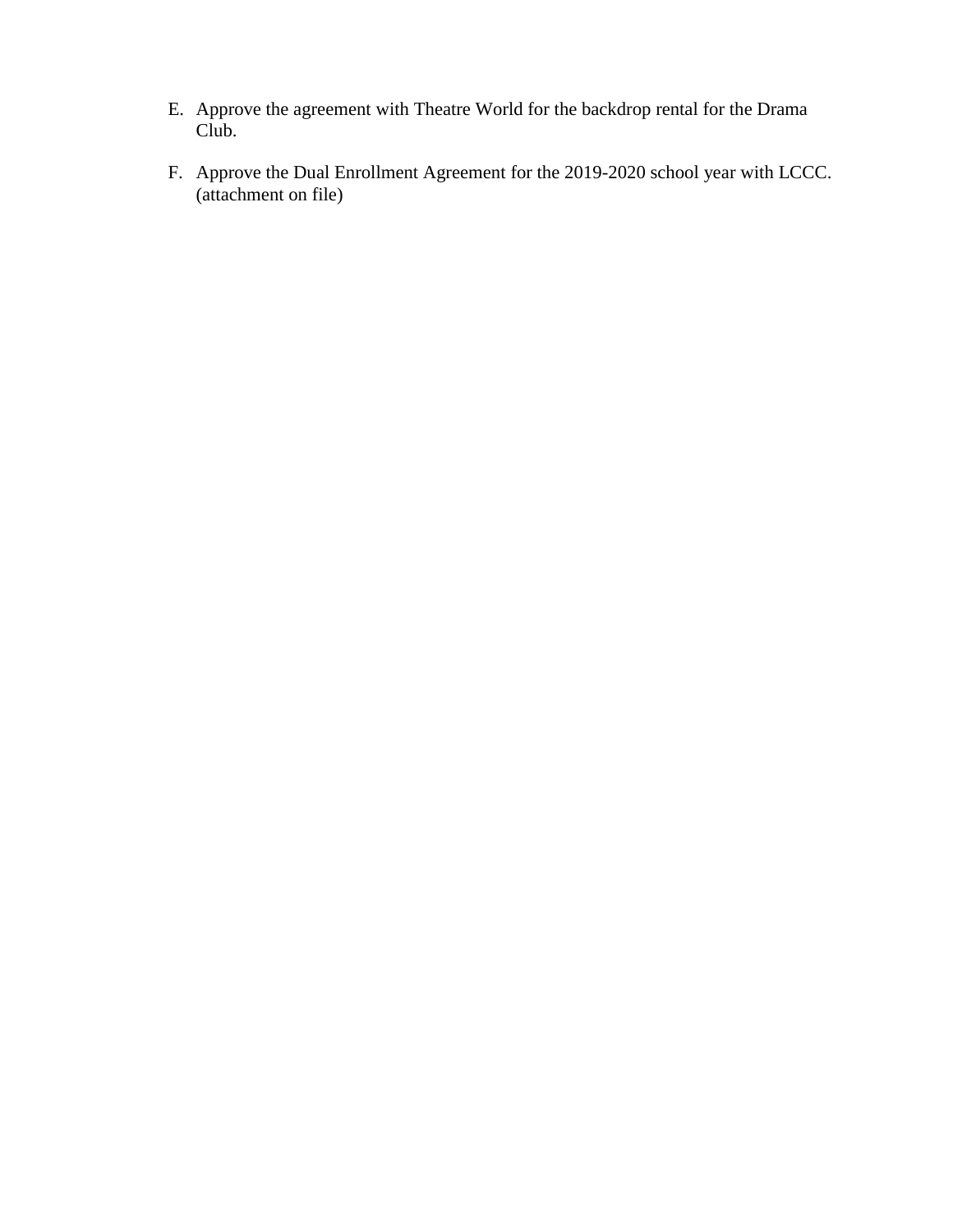E. Approve the agreement with Theatre World for the backdrop rental for the Drama Club.

F. Approve the Dual Enrollment Agreement for the 2019-2020 school year with LCCC. (attachment on file)